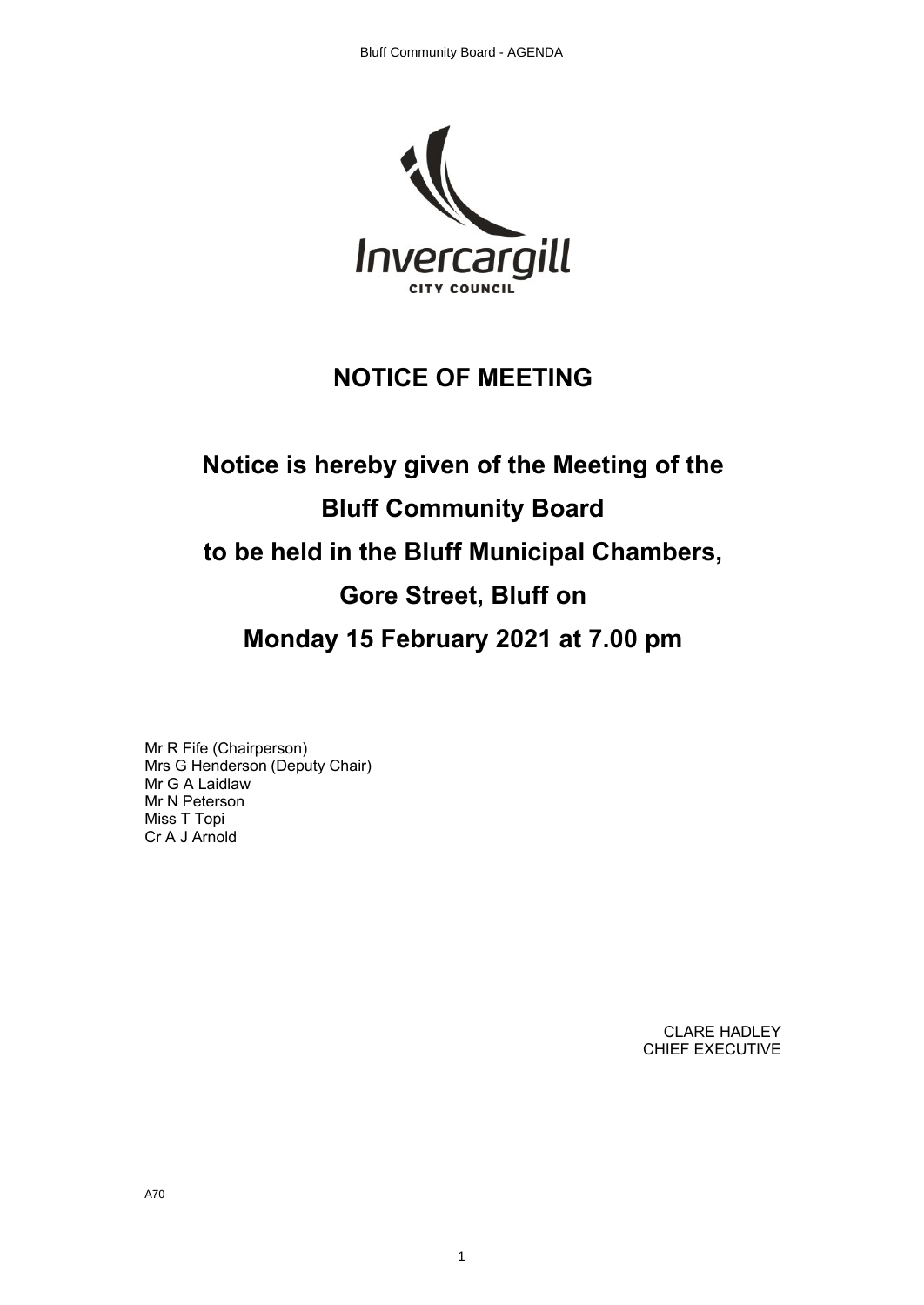Invercargill

CITY COUNCIL

# NOTICE OF MEETING

## Notice is hereby given of the Meeting of the Bluff Community Board to be held in the Bluff Municipal Chambers, Gore Street, Bluff on Monday 15 February 2021 at 7.00 pm

Mr R Fife (Chairperson)
Mrs G Henderson (Deputy Chair)
Mr G A Laidlaw
Mr N Peterson
Miss T Topi
Cr A J Arnold

CLARE HADLEY
CHIEF EXECUTIVE

A70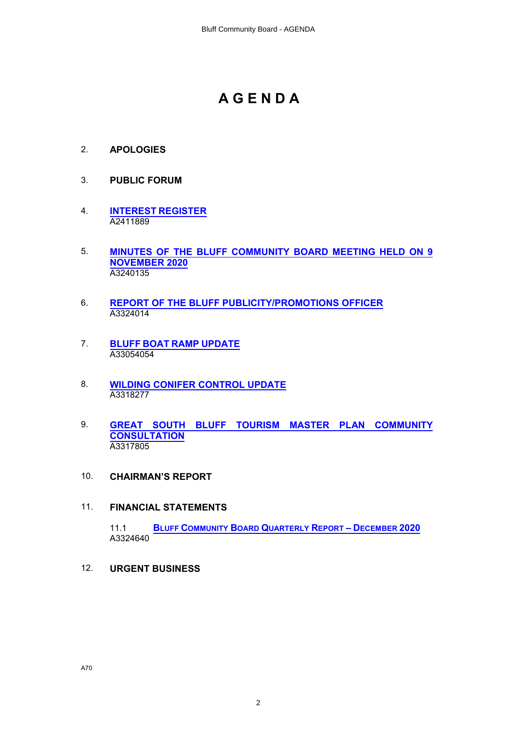# A G E N D A

2. **APOLOGIES**

3. **PUBLIC FORUM**

4. **INTEREST REGISTER**
   A2411889

5. **MINUTES OF THE BLUFF COMMUNITY BOARD MEETING HELD ON 9 NOVEMBER 2020**
   A3240135

6. **REPORT OF THE BLUFF PUBLICITY/PROMOTIONS OFFICER**
   A3324014

7. **BLUFF BOAT RAMP UPDATE**
   A33054054

8. **WILDING CONIFER CONTROL UPDATE**
   A3318277

9. **GREAT SOUTH BLUFF TOURISM MASTER PLAN COMMUNITY CONSULTATION**
   A3317805

10. **CHAIRMAN'S REPORT**

11. **FINANCIAL STATEMENTS**

    11.1 **BLUFF COMMUNITY BOARD QUARTERLY REPORT – DECEMBER 2020**
    A3324640

12. **URGENT BUSINESS**

A70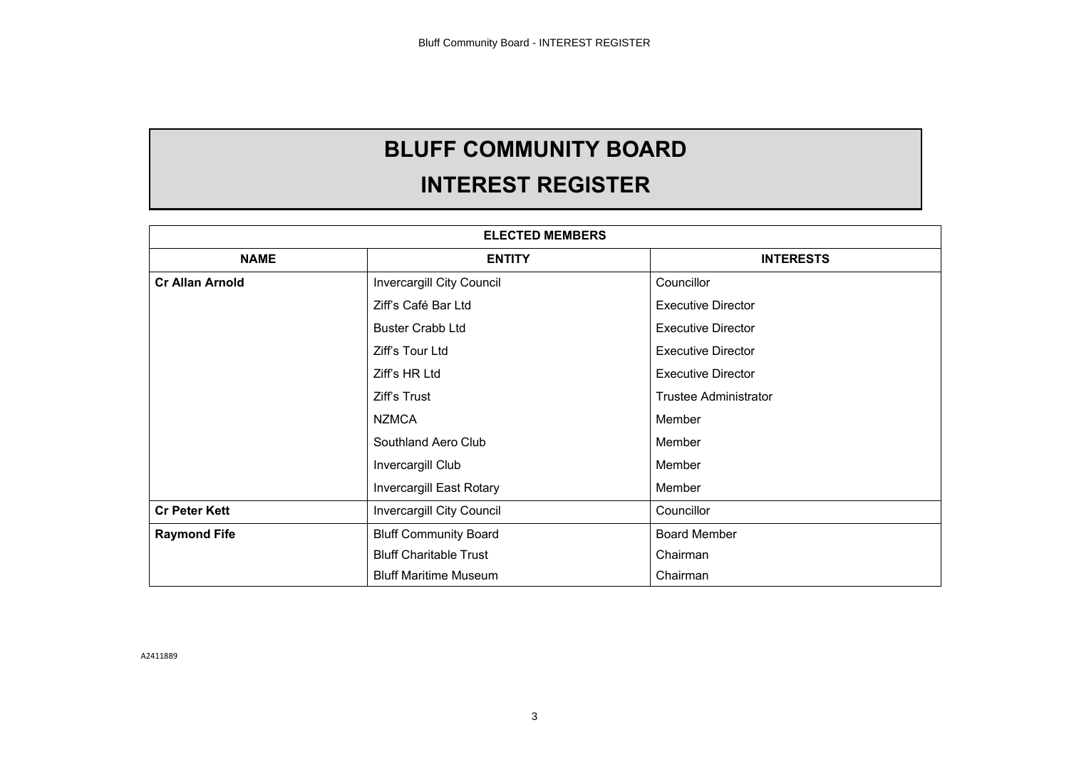# BLUFF COMMUNITY BOARD
# INTEREST REGISTER

| ELECTED MEMBERS | | |
|---|---|---|
| **NAME** | **ENTITY** | **INTERESTS** |
| **Cr Allan Arnold** | Invercargill City Council | Councillor |
| | Ziff's Café Bar Ltd | Executive Director |
| | Buster Crabb Ltd | Executive Director |
| | Ziff's Tour Ltd | Executive Director |
| | Ziff's HR Ltd | Executive Director |
| | Ziff's Trust | Trustee Administrator |
| | NZMCA | Member |
| | Southland Aero Club | Member |
| | Invercargill Club | Member |
| | Invercargill East Rotary | Member |
| **Cr Peter Kett** | Invercargill City Council | Councillor |
| **Raymond Fife** | Bluff Community Board | Board Member |
| | Bluff Charitable Trust | Chairman |
| | Bluff Maritime Museum | Chairman |

A2411889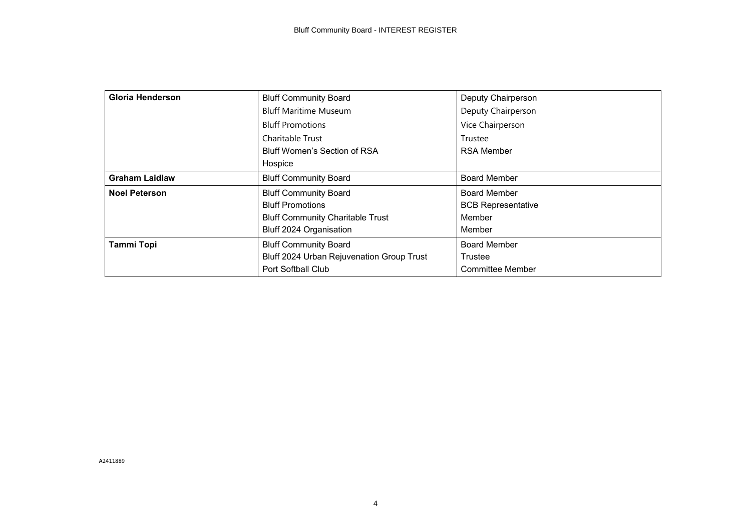| | | |
|---|---|---|
| **Gloria Henderson** | Bluff Community Board<br>Bluff Maritime Museum<br>Bluff Promotions<br>Charitable Trust<br>Bluff Women's Section of RSA<br>Hospice | Deputy Chairperson<br>Deputy Chairperson<br>Vice Chairperson<br>Trustee<br>RSA Member |
| **Graham Laidlaw** | Bluff Community Board | Board Member |
| **Noel Peterson** | Bluff Community Board<br>Bluff Promotions<br>Bluff Community Charitable Trust<br>Bluff 2024 Organisation | Board Member<br>BCB Representative<br>Member<br>Member |
| **Tammi Topi** | Bluff Community Board<br>Bluff 2024 Urban Rejuvenation Group Trust<br>Port Softball Club | Board Member<br>Trustee<br>Committee Member |

A2411889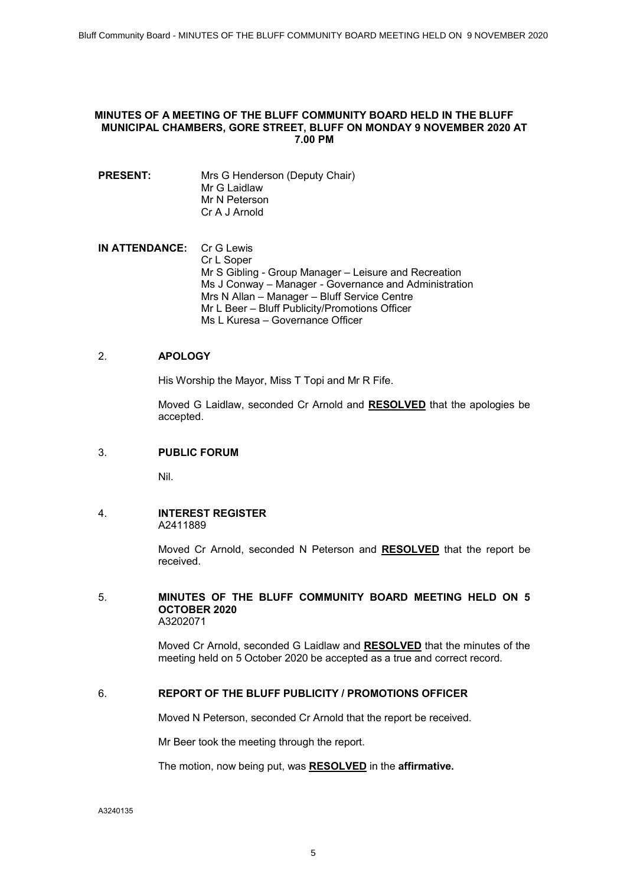**MINUTES OF A MEETING OF THE BLUFF COMMUNITY BOARD HELD IN THE BLUFF MUNICIPAL CHAMBERS, GORE STREET, BLUFF ON MONDAY 9 NOVEMBER 2020 AT 7.00 PM**

**PRESENT:** Mrs G Henderson (Deputy Chair)
Mr G Laidlaw
Mr N Peterson
Cr A J Arnold

**IN ATTENDANCE:** Cr G Lewis
Cr L Soper
Mr S Gibling - Group Manager – Leisure and Recreation
Ms J Conway – Manager - Governance and Administration
Mrs N Allan – Manager – Bluff Service Centre
Mr L Beer – Bluff Publicity/Promotions Officer
Ms L Kuresa – Governance Officer

2. **APOLOGY**

His Worship the Mayor, Miss T Topi and Mr R Fife.

Moved G Laidlaw, seconded Cr Arnold and **RESOLVED** that the apologies be accepted.

3. **PUBLIC FORUM**

Nil.

4. **INTEREST REGISTER**
A2411889

Moved Cr Arnold, seconded N Peterson and **RESOLVED** that the report be received.

5. **MINUTES OF THE BLUFF COMMUNITY BOARD MEETING HELD ON 5 OCTOBER 2020**
A3202071

Moved Cr Arnold, seconded G Laidlaw and **RESOLVED** that the minutes of the meeting held on 5 October 2020 be accepted as a true and correct record.

6. **REPORT OF THE BLUFF PUBLICITY / PROMOTIONS OFFICER**

Moved N Peterson, seconded Cr Arnold that the report be received.

Mr Beer took the meeting through the report.

The motion, now being put, was **RESOLVED** in the **affirmative.**

A3240135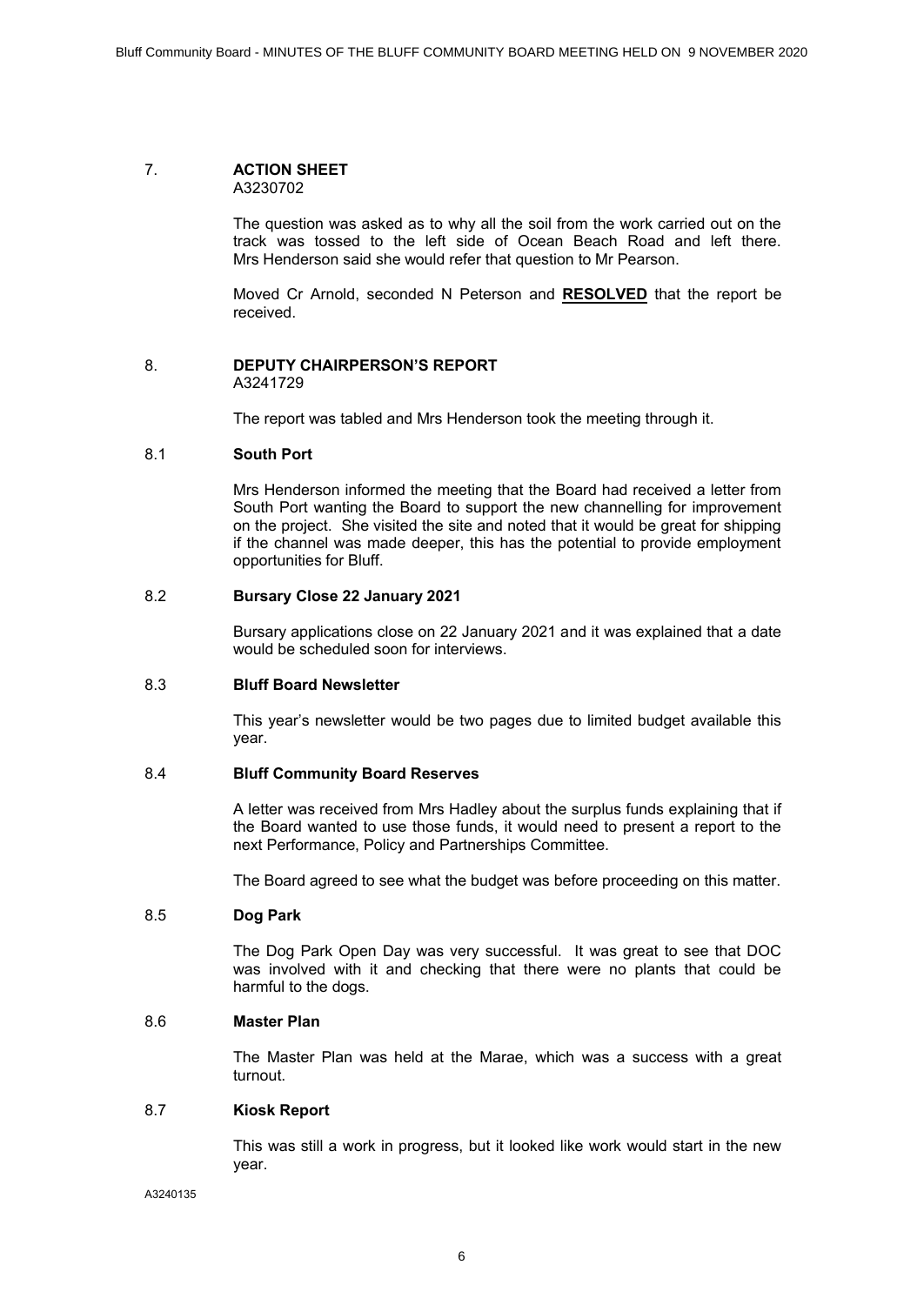## 7. ACTION SHEET

A3230702

The question was asked as to why all the soil from the work carried out on the track was tossed to the left side of Ocean Beach Road and left there. Mrs Henderson said she would refer that question to Mr Pearson.

Moved Cr Arnold, seconded N Peterson and **RESOLVED** that the report be received.

## 8. DEPUTY CHAIRPERSON'S REPORT

A3241729

The report was tabled and Mrs Henderson took the meeting through it.

### 8.1 South Port

Mrs Henderson informed the meeting that the Board had received a letter from South Port wanting the Board to support the new channelling for improvement on the project. She visited the site and noted that it would be great for shipping if the channel was made deeper, this has the potential to provide employment opportunities for Bluff.

### 8.2 Bursary Close 22 January 2021

Bursary applications close on 22 January 2021 and it was explained that a date would be scheduled soon for interviews.

### 8.3 Bluff Board Newsletter

This year's newsletter would be two pages due to limited budget available this year.

### 8.4 Bluff Community Board Reserves

A letter was received from Mrs Hadley about the surplus funds explaining that if the Board wanted to use those funds, it would need to present a report to the next Performance, Policy and Partnerships Committee.

The Board agreed to see what the budget was before proceeding on this matter.

### 8.5 Dog Park

The Dog Park Open Day was very successful. It was great to see that DOC was involved with it and checking that there were no plants that could be harmful to the dogs.

### 8.6 Master Plan

The Master Plan was held at the Marae, which was a success with a great turnout.

### 8.7 Kiosk Report

This was still a work in progress, but it looked like work would start in the new year.

A3240135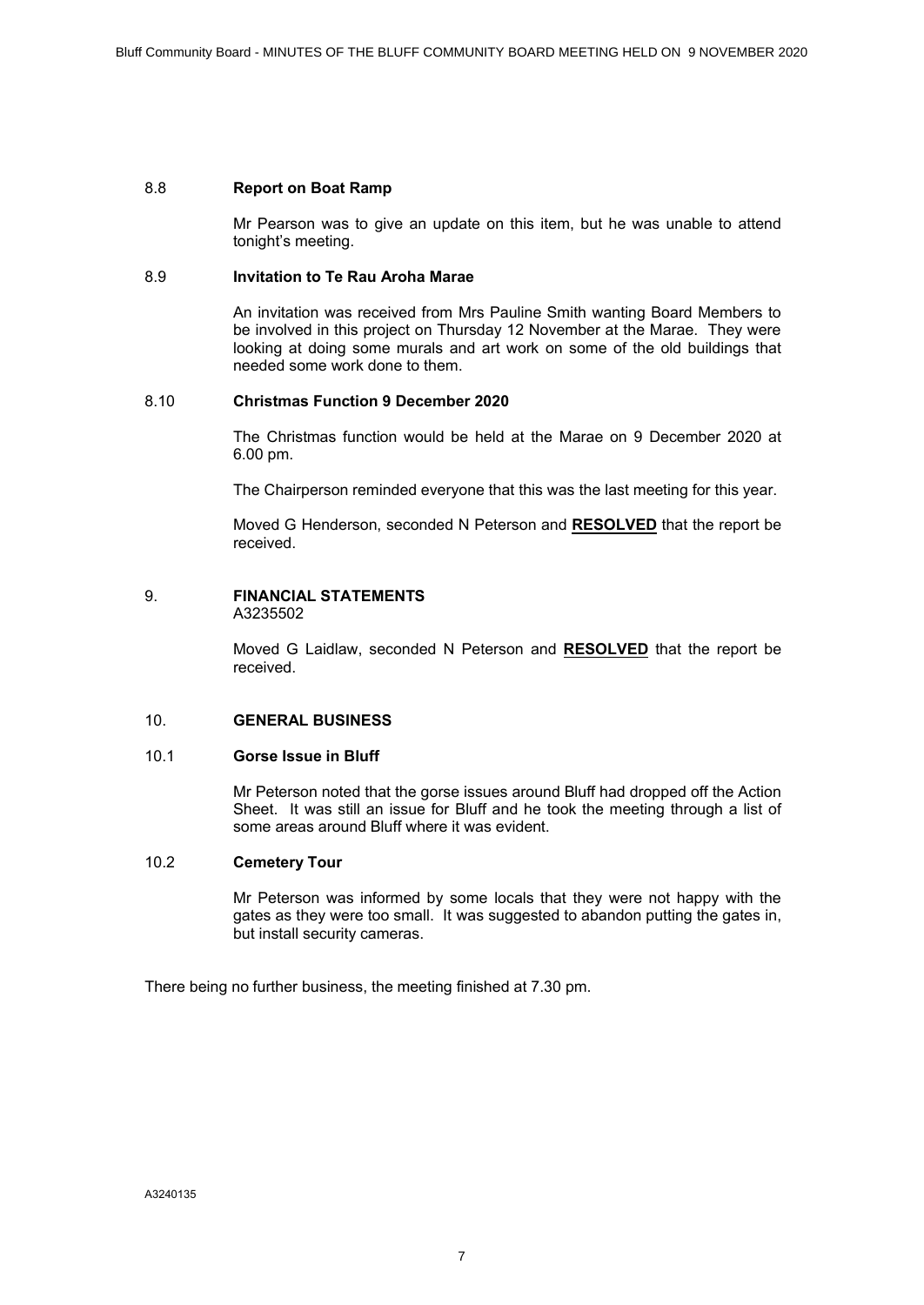### 8.8 **Report on Boat Ramp**

Mr Pearson was to give an update on this item, but he was unable to attend tonight's meeting.

### 8.9 **Invitation to Te Rau Aroha Marae**

An invitation was received from Mrs Pauline Smith wanting Board Members to be involved in this project on Thursday 12 November at the Marae. They were looking at doing some murals and art work on some of the old buildings that needed some work done to them.

### 8.10 **Christmas Function 9 December 2020**

The Christmas function would be held at the Marae on 9 December 2020 at 6.00 pm.

The Chairperson reminded everyone that this was the last meeting for this year.

Moved G Henderson, seconded N Peterson and **RESOLVED** that the report be received.

## 9. **FINANCIAL STATEMENTS**

A3235502

Moved G Laidlaw, seconded N Peterson and **RESOLVED** that the report be received.

## 10. **GENERAL BUSINESS**

### 10.1 **Gorse Issue in Bluff**

Mr Peterson noted that the gorse issues around Bluff had dropped off the Action Sheet. It was still an issue for Bluff and he took the meeting through a list of some areas around Bluff where it was evident.

### 10.2 **Cemetery Tour**

Mr Peterson was informed by some locals that they were not happy with the gates as they were too small. It was suggested to abandon putting the gates in, but install security cameras.

There being no further business, the meeting finished at 7.30 pm.

A3240135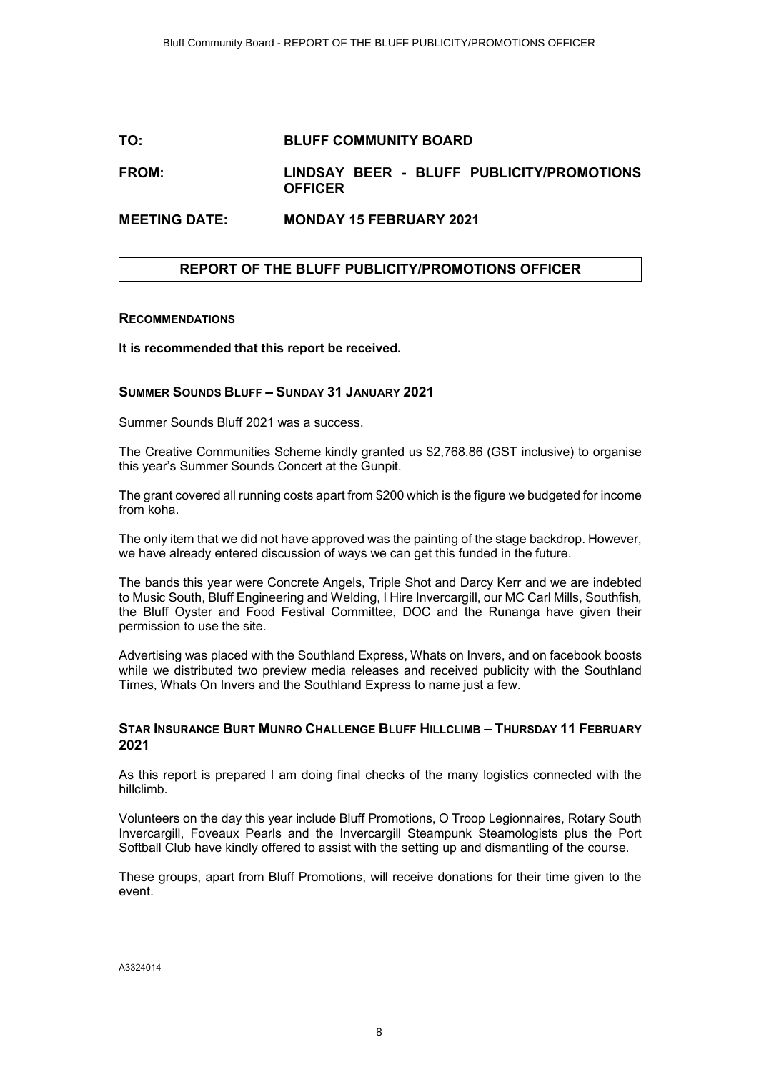**TO:** **BLUFF COMMUNITY BOARD**

**FROM:** **LINDSAY BEER - BLUFF PUBLICITY/PROMOTIONS OFFICER**

**MEETING DATE:** **MONDAY 15 FEBRUARY 2021**

## REPORT OF THE BLUFF PUBLICITY/PROMOTIONS OFFICER

### RECOMMENDATIONS

**It is recommended that this report be received.**

### SUMMER SOUNDS BLUFF – SUNDAY 31 JANUARY 2021

Summer Sounds Bluff 2021 was a success.

The Creative Communities Scheme kindly granted us $2,768.86 (GST inclusive) to organise this year's Summer Sounds Concert at the Gunpit.

The grant covered all running costs apart from $200 which is the figure we budgeted for income from koha.

The only item that we did not have approved was the painting of the stage backdrop. However, we have already entered discussion of ways we can get this funded in the future.

The bands this year were Concrete Angels, Triple Shot and Darcy Kerr and we are indebted to Music South, Bluff Engineering and Welding, I Hire Invercargill, our MC Carl Mills, Southfish, the Bluff Oyster and Food Festival Committee, DOC and the Runanga have given their permission to use the site.

Advertising was placed with the Southland Express, Whats on Invers, and on facebook boosts while we distributed two preview media releases and received publicity with the Southland Times, Whats On Invers and the Southland Express to name just a few.

### STAR INSURANCE BURT MUNRO CHALLENGE BLUFF HILLCLIMB – THURSDAY 11 FEBRUARY 2021

As this report is prepared I am doing final checks of the many logistics connected with the hillclimb.

Volunteers on the day this year include Bluff Promotions, O Troop Legionnaires, Rotary South Invercargill, Foveaux Pearls and the Invercargill Steampunk Steamologists plus the Port Softball Club have kindly offered to assist with the setting up and dismantling of the course.

These groups, apart from Bluff Promotions, will receive donations for their time given to the event.

A3324014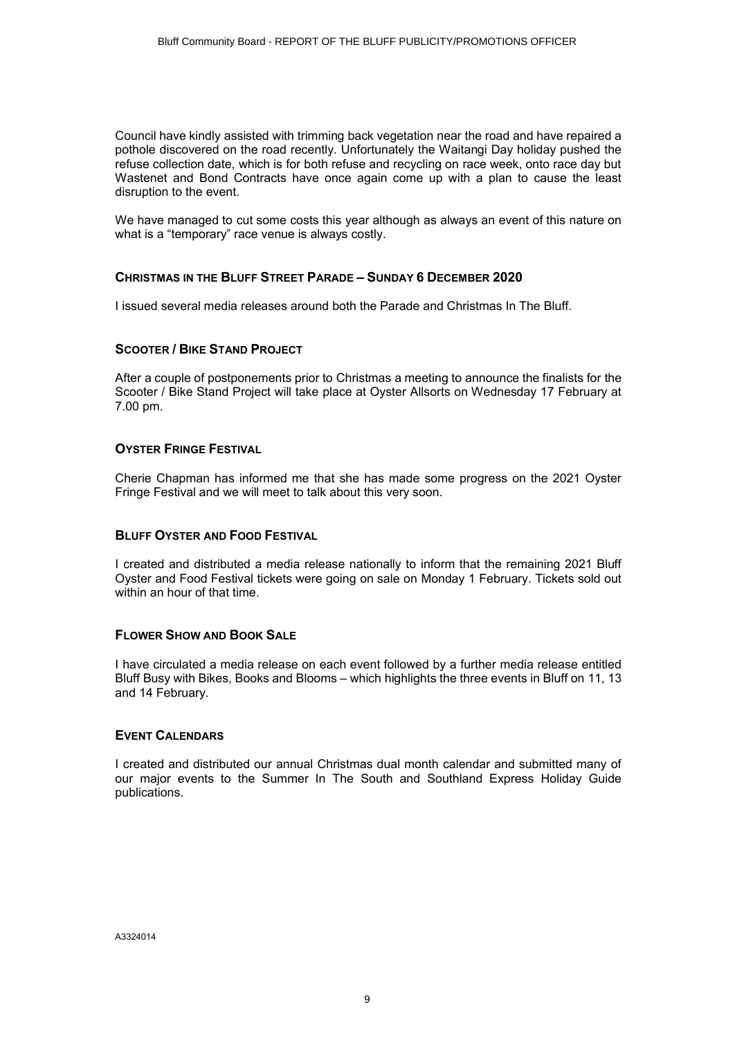Council have kindly assisted with trimming back vegetation near the road and have repaired a pothole discovered on the road recently. Unfortunately the Waitangi Day holiday pushed the refuse collection date, which is for both refuse and recycling on race week, onto race day but Wastenet and Bond Contracts have once again come up with a plan to cause the least disruption to the event.

We have managed to cut some costs this year although as always an event of this nature on what is a "temporary" race venue is always costly.

### CHRISTMAS IN THE BLUFF STREET PARADE – SUNDAY 6 DECEMBER 2020

I issued several media releases around both the Parade and Christmas In The Bluff.

### SCOOTER / BIKE STAND PROJECT

After a couple of postponements prior to Christmas a meeting to announce the finalists for the Scooter / Bike Stand Project will take place at Oyster Allsorts on Wednesday 17 February at 7.00 pm.

### OYSTER FRINGE FESTIVAL

Cherie Chapman has informed me that she has made some progress on the 2021 Oyster Fringe Festival and we will meet to talk about this very soon.

### BLUFF OYSTER AND FOOD FESTIVAL

I created and distributed a media release nationally to inform that the remaining 2021 Bluff Oyster and Food Festival tickets were going on sale on Monday 1 February. Tickets sold out within an hour of that time.

### FLOWER SHOW AND BOOK SALE

I have circulated a media release on each event followed by a further media release entitled Bluff Busy with Bikes, Books and Blooms – which highlights the three events in Bluff on 11, 13 and 14 February.

### EVENT CALENDARS

I created and distributed our annual Christmas dual month calendar and submitted many of our major events to the Summer In The South and Southland Express Holiday Guide publications.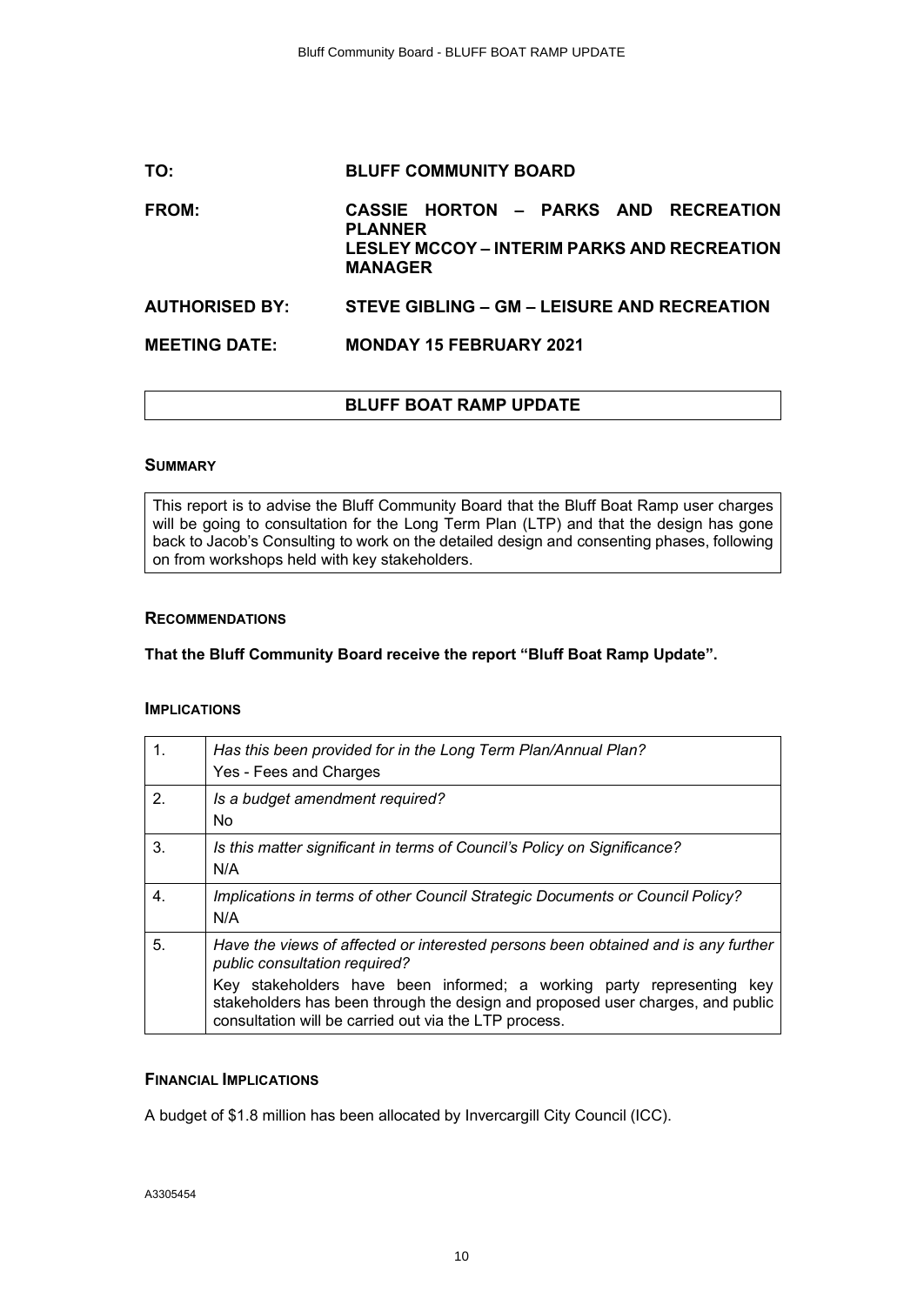| | |
|---|---|
| **TO:** | **BLUFF COMMUNITY BOARD** |
| **FROM:** | **CASSIE HORTON – PARKS AND RECREATION PLANNER**<br>**LESLEY MCCOY – INTERIM PARKS AND RECREATION MANAGER** |
| **AUTHORISED BY:** | **STEVE GIBLING – GM – LEISURE AND RECREATION** |
| **MEETING DATE:** | **MONDAY 15 FEBRUARY 2021** |

# BLUFF BOAT RAMP UPDATE

## SUMMARY

This report is to advise the Bluff Community Board that the Bluff Boat Ramp user charges will be going to consultation for the Long Term Plan (LTP) and that the design has gone back to Jacob's Consulting to work on the detailed design and consenting phases, following on from workshops held with key stakeholders.

## RECOMMENDATIONS

**That the Bluff Community Board receive the report "Bluff Boat Ramp Update".**

## IMPLICATIONS

| | |
|---|---|
| 1. | *Has this been provided for in the Long Term Plan/Annual Plan?*<br>Yes - Fees and Charges |
| 2. | *Is a budget amendment required?*<br>No |
| 3. | *Is this matter significant in terms of Council's Policy on Significance?*<br>N/A |
| 4. | *Implications in terms of other Council Strategic Documents or Council Policy?*<br>N/A |
| 5. | *Have the views of affected or interested persons been obtained and is any further public consultation required?*<br>Key stakeholders have been informed; a working party representing key stakeholders has been through the design and proposed user charges, and public consultation will be carried out via the LTP process. |

## FINANCIAL IMPLICATIONS

A budget of $1.8 million has been allocated by Invercargill City Council (ICC).

A3305454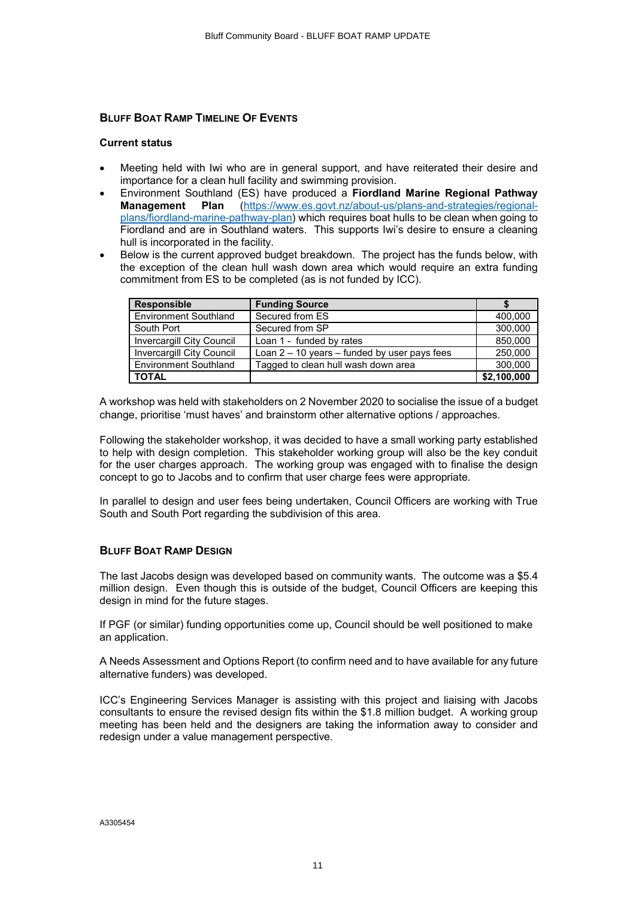## Bluff Boat Ramp Timeline Of Events

**Current status**

- Meeting held with Iwi who are in general support, and have reiterated their desire and importance for a clean hull facility and swimming provision.
- Environment Southland (ES) have produced a **Fiordland Marine Regional Pathway Management Plan** ([https://www.es.govt.nz/about-us/plans-and-strategies/regional-plans/fiordland-marine-pathway-plan](https://www.es.govt.nz/about-us/plans-and-strategies/regional-plans/fiordland-marine-pathway-plan)) which requires boat hulls to be clean when going to Fiordland and are in Southland waters. This supports Iwi's desire to ensure a cleaning hull is incorporated in the facility.
- Below is the current approved budget breakdown. The project has the funds below, with the exception of the clean hull wash down area which would require an extra funding commitment from ES to be completed (as is not funded by ICC).

| Responsible | Funding Source | $ |
|---|---|---|
| Environment Southland | Secured from ES | 400,000 |
| South Port | Secured from SP | 300,000 |
| Invercargill City Council | Loan 1 - funded by rates | 850,000 |
| Invercargill City Council | Loan 2 – 10 years – funded by user pays fees | 250,000 |
| Environment Southland | Tagged to clean hull wash down area | 300,000 |
| **TOTAL** | | **$2,100,000** |

A workshop was held with stakeholders on 2 November 2020 to socialise the issue of a budget change, prioritise 'must haves' and brainstorm other alternative options / approaches.

Following the stakeholder workshop, it was decided to have a small working party established to help with design completion. This stakeholder working group will also be the key conduit for the user charges approach. The working group was engaged with to finalise the design concept to go to Jacobs and to confirm that user charge fees were appropriate.

In parallel to design and user fees being undertaken, Council Officers are working with True South and South Port regarding the subdivision of this area.

## Bluff Boat Ramp Design

The last Jacobs design was developed based on community wants. The outcome was a $5.4 million design. Even though this is outside of the budget, Council Officers are keeping this design in mind for the future stages.

If PGF (or similar) funding opportunities come up, Council should be well positioned to make an application.

A Needs Assessment and Options Report (to confirm need and to have available for any future alternative funders) was developed.

ICC's Engineering Services Manager is assisting with this project and liaising with Jacobs consultants to ensure the revised design fits within the $1.8 million budget. A working group meeting has been held and the designers are taking the information away to consider and redesign under a value management perspective.

A3305454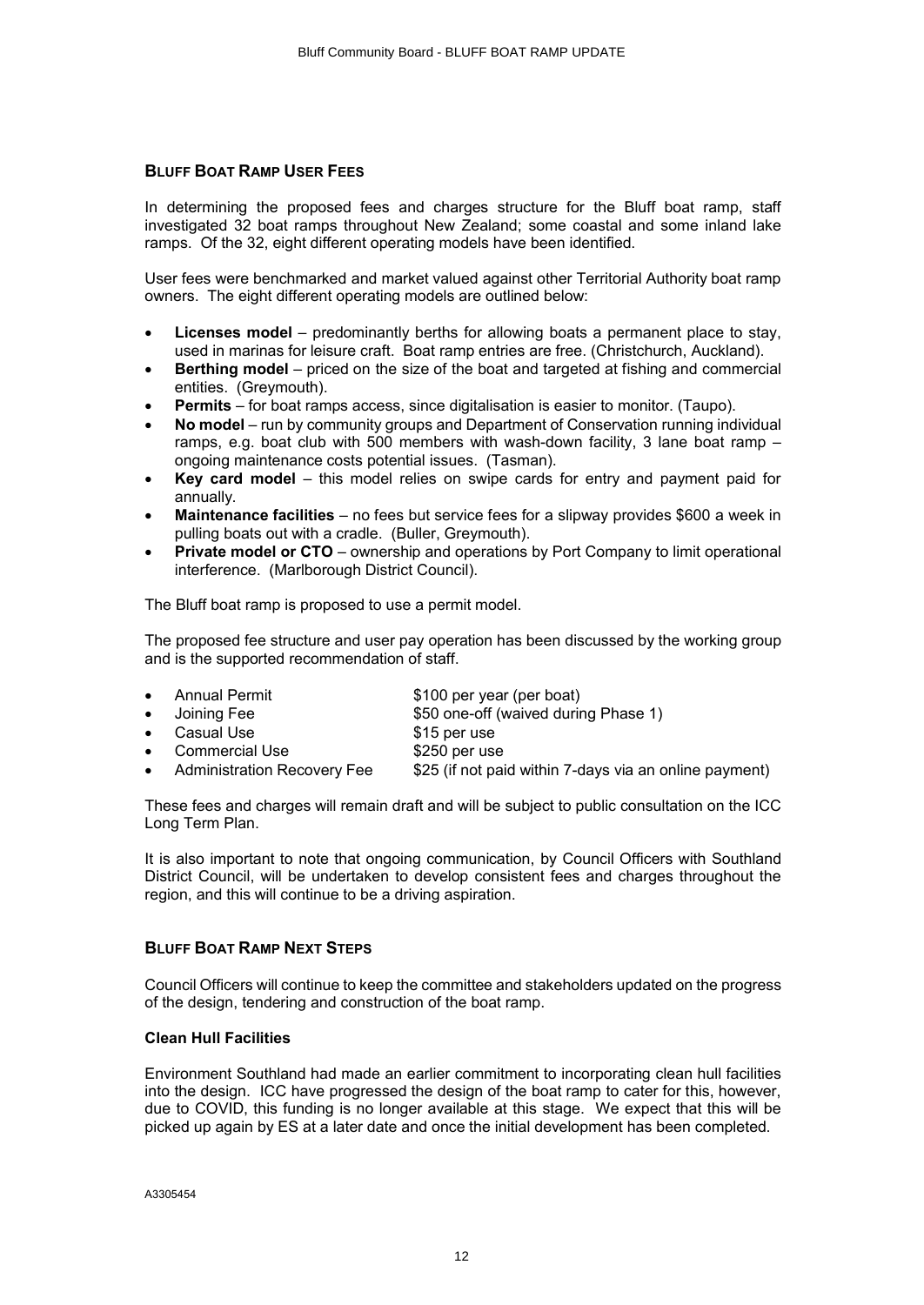## BLUFF BOAT RAMP USER FEES

In determining the proposed fees and charges structure for the Bluff boat ramp, staff investigated 32 boat ramps throughout New Zealand; some coastal and some inland lake ramps. Of the 32, eight different operating models have been identified.

User fees were benchmarked and market valued against other Territorial Authority boat ramp owners. The eight different operating models are outlined below:

- **Licenses model** – predominantly berths for allowing boats a permanent place to stay, used in marinas for leisure craft. Boat ramp entries are free. (Christchurch, Auckland).
- **Berthing model** – priced on the size of the boat and targeted at fishing and commercial entities. (Greymouth).
- **Permits** – for boat ramps access, since digitalisation is easier to monitor. (Taupo).
- **No model** – run by community groups and Department of Conservation running individual ramps, e.g. boat club with 500 members with wash-down facility, 3 lane boat ramp – ongoing maintenance costs potential issues. (Tasman).
- **Key card model** – this model relies on swipe cards for entry and payment paid for annually.
- **Maintenance facilities** – no fees but service fees for a slipway provides $600 a week in pulling boats out with a cradle. (Buller, Greymouth).
- **Private model or CTO** – ownership and operations by Port Company to limit operational interference. (Marlborough District Council).

The Bluff boat ramp is proposed to use a permit model.

The proposed fee structure and user pay operation has been discussed by the working group and is the supported recommendation of staff.

- Annual Permit — $100 per year (per boat)
- Joining Fee — $50 one-off (waived during Phase 1)
- Casual Use — $15 per use
- Commercial Use — $250 per use
- Administration Recovery Fee — $25 (if not paid within 7-days via an online payment)

These fees and charges will remain draft and will be subject to public consultation on the ICC Long Term Plan.

It is also important to note that ongoing communication, by Council Officers with Southland District Council, will be undertaken to develop consistent fees and charges throughout the region, and this will continue to be a driving aspiration.

## BLUFF BOAT RAMP NEXT STEPS

Council Officers will continue to keep the committee and stakeholders updated on the progress of the design, tendering and construction of the boat ramp.

### Clean Hull Facilities

Environment Southland had made an earlier commitment to incorporating clean hull facilities into the design. ICC have progressed the design of the boat ramp to cater for this, however, due to COVID, this funding is no longer available at this stage. We expect that this will be picked up again by ES at a later date and once the initial development has been completed.

A3305454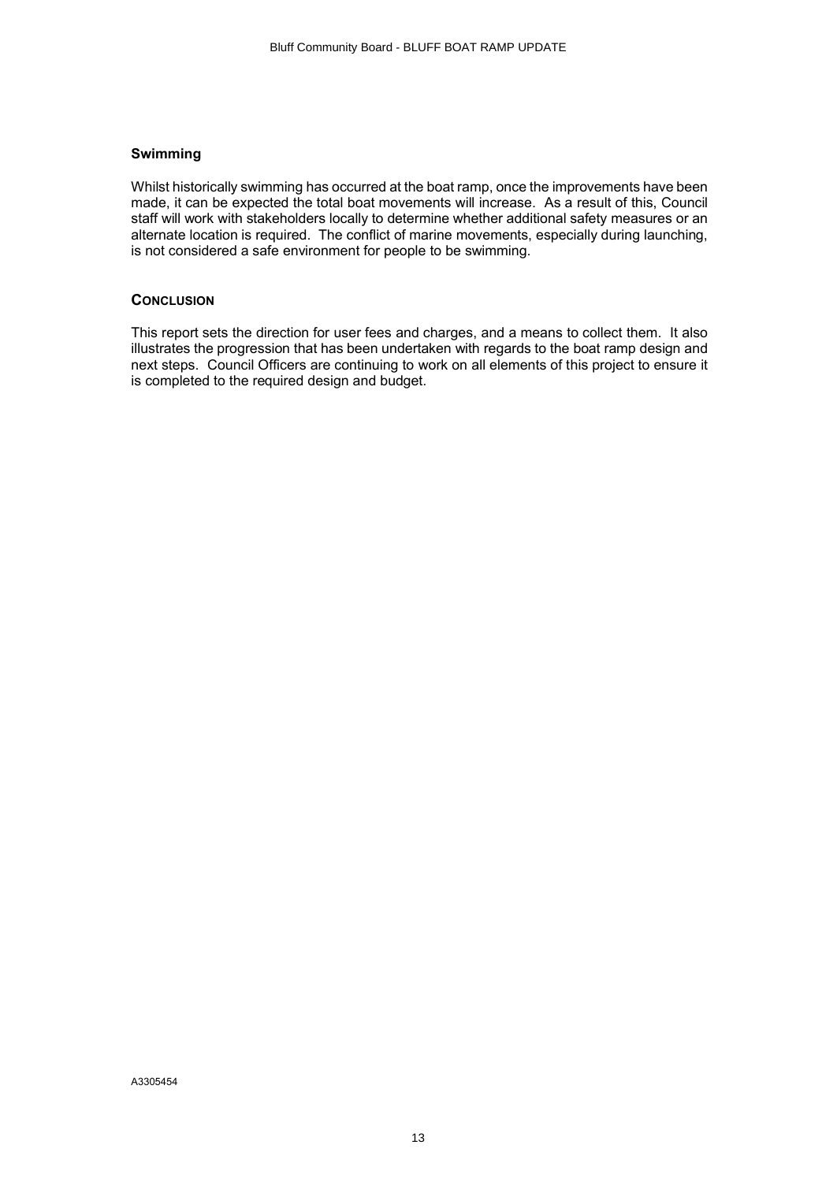### Swimming

Whilst historically swimming has occurred at the boat ramp, once the improvements have been made, it can be expected the total boat movements will increase. As a result of this, Council staff will work with stakeholders locally to determine whether additional safety measures or an alternate location is required. The conflict of marine movements, especially during launching, is not considered a safe environment for people to be swimming.

## CONCLUSION

This report sets the direction for user fees and charges, and a means to collect them. It also illustrates the progression that has been undertaken with regards to the boat ramp design and next steps. Council Officers are continuing to work on all elements of this project to ensure it is completed to the required design and budget.

A3305454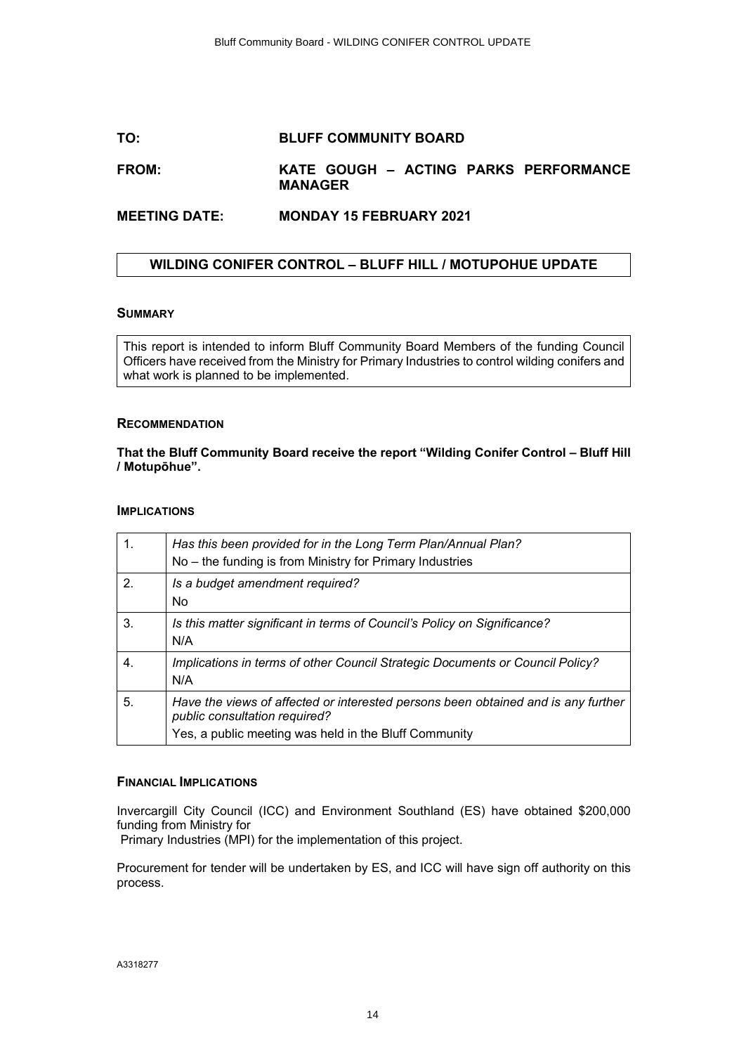**TO:** **BLUFF COMMUNITY BOARD**

**FROM:** **KATE GOUGH – ACTING PARKS PERFORMANCE MANAGER**

**MEETING DATE:** **MONDAY 15 FEBRUARY 2021**

## WILDING CONIFER CONTROL – BLUFF HILL / MOTUPOHUE UPDATE

### SUMMARY

This report is intended to inform Bluff Community Board Members of the funding Council Officers have received from the Ministry for Primary Industries to control wilding conifers and what work is planned to be implemented.

### RECOMMENDATION

**That the Bluff Community Board receive the report "Wilding Conifer Control – Bluff Hill / Motupōhue".**

### IMPLICATIONS

| | |
|---|---|
| 1. | *Has this been provided for in the Long Term Plan/Annual Plan?*<br>No – the funding is from Ministry for Primary Industries |
| 2. | *Is a budget amendment required?*<br>No |
| 3. | *Is this matter significant in terms of Council's Policy on Significance?*<br>N/A |
| 4. | *Implications in terms of other Council Strategic Documents or Council Policy?*<br>N/A |
| 5. | *Have the views of affected or interested persons been obtained and is any further public consultation required?*<br>Yes, a public meeting was held in the Bluff Community |

### FINANCIAL IMPLICATIONS

Invercargill City Council (ICC) and Environment Southland (ES) have obtained $200,000 funding from Ministry for Primary Industries (MPI) for the implementation of this project.

Procurement for tender will be undertaken by ES, and ICC will have sign off authority on this process.

A3318277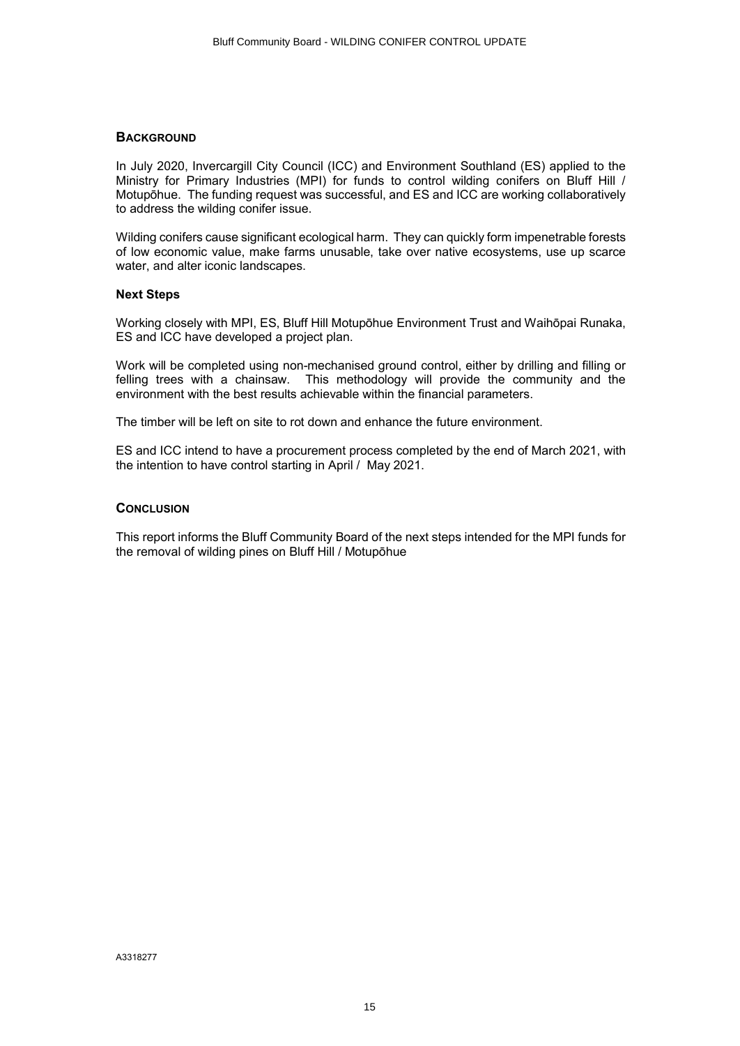## Background

In July 2020, Invercargill City Council (ICC) and Environment Southland (ES) applied to the Ministry for Primary Industries (MPI) for funds to control wilding conifers on Bluff Hill / Motupōhue. The funding request was successful, and ES and ICC are working collaboratively to address the wilding conifer issue.

Wilding conifers cause significant ecological harm. They can quickly form impenetrable forests of low economic value, make farms unusable, take over native ecosystems, use up scarce water, and alter iconic landscapes.

### Next Steps

Working closely with MPI, ES, Bluff Hill Motupōhue Environment Trust and Waihōpai Runaka, ES and ICC have developed a project plan.

Work will be completed using non-mechanised ground control, either by drilling and filling or felling trees with a chainsaw. This methodology will provide the community and the environment with the best results achievable within the financial parameters.

The timber will be left on site to rot down and enhance the future environment.

ES and ICC intend to have a procurement process completed by the end of March 2021, with the intention to have control starting in April / May 2021.

## Conclusion

This report informs the Bluff Community Board of the next steps intended for the MPI funds for the removal of wilding pines on Bluff Hill / Motupōhue

A3318277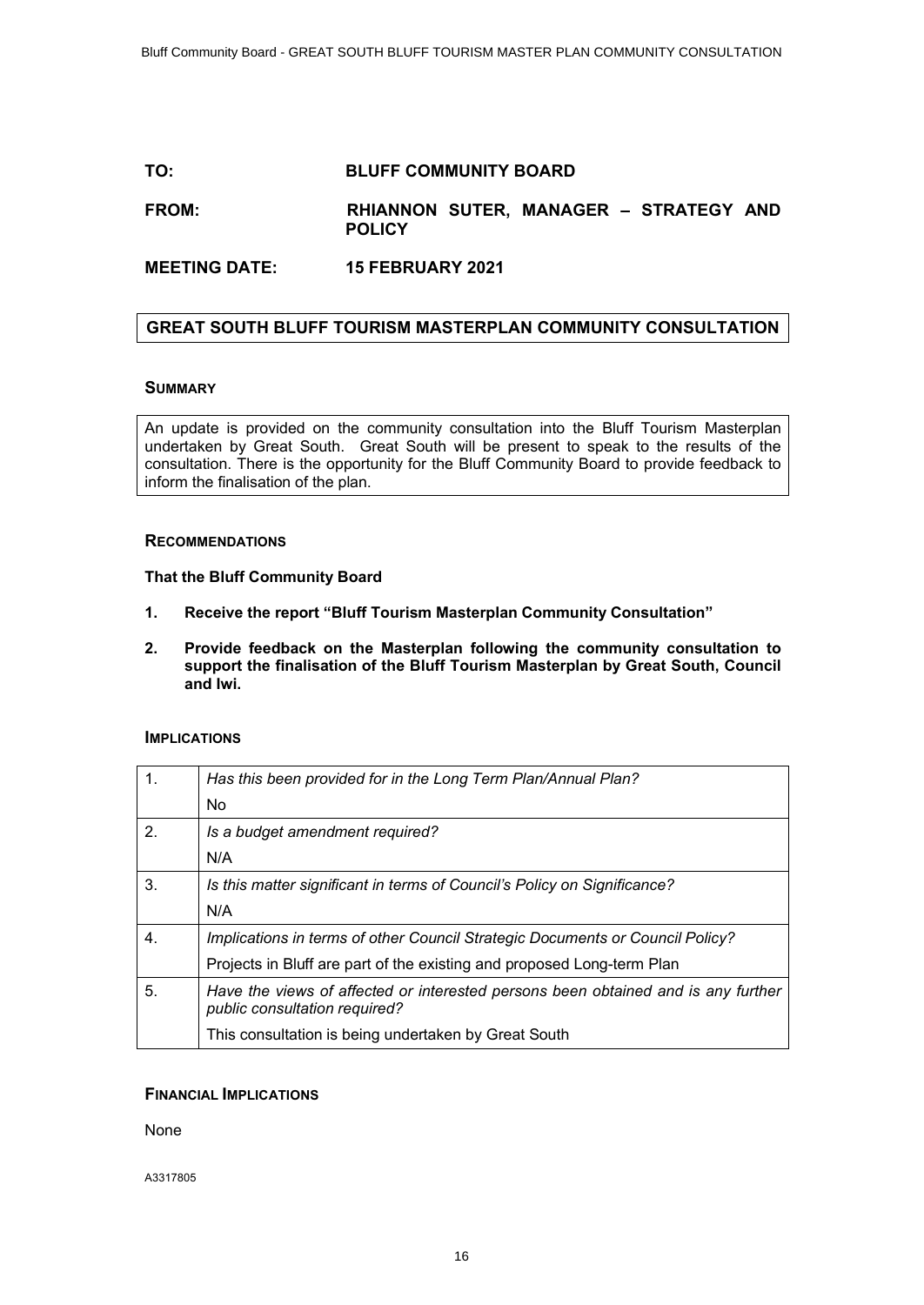| | |
|---|---|
| **TO:** | **BLUFF COMMUNITY BOARD** |
| **FROM:** | **RHIANNON SUTER, MANAGER – STRATEGY AND POLICY** |
| **MEETING DATE:** | **15 FEBRUARY 2021** |

## GREAT SOUTH BLUFF TOURISM MASTERPLAN COMMUNITY CONSULTATION

### SUMMARY

An update is provided on the community consultation into the Bluff Tourism Masterplan undertaken by Great South. Great South will be present to speak to the results of the consultation. There is the opportunity for the Bluff Community Board to provide feedback to inform the finalisation of the plan.

### RECOMMENDATIONS

**That the Bluff Community Board**

1. **Receive the report "Bluff Tourism Masterplan Community Consultation"**
2. **Provide feedback on the Masterplan following the community consultation to support the finalisation of the Bluff Tourism Masterplan by Great South, Council and Iwi.**

### IMPLICATIONS

| | |
|---|---|
| 1. | *Has this been provided for in the Long Term Plan/Annual Plan?*<br>No |
| 2. | *Is a budget amendment required?*<br>N/A |
| 3. | *Is this matter significant in terms of Council's Policy on Significance?*<br>N/A |
| 4. | *Implications in terms of other Council Strategic Documents or Council Policy?*<br>Projects in Bluff are part of the existing and proposed Long-term Plan |
| 5. | *Have the views of affected or interested persons been obtained and is any further public consultation required?*<br>This consultation is being undertaken by Great South |

### FINANCIAL IMPLICATIONS

None

A3317805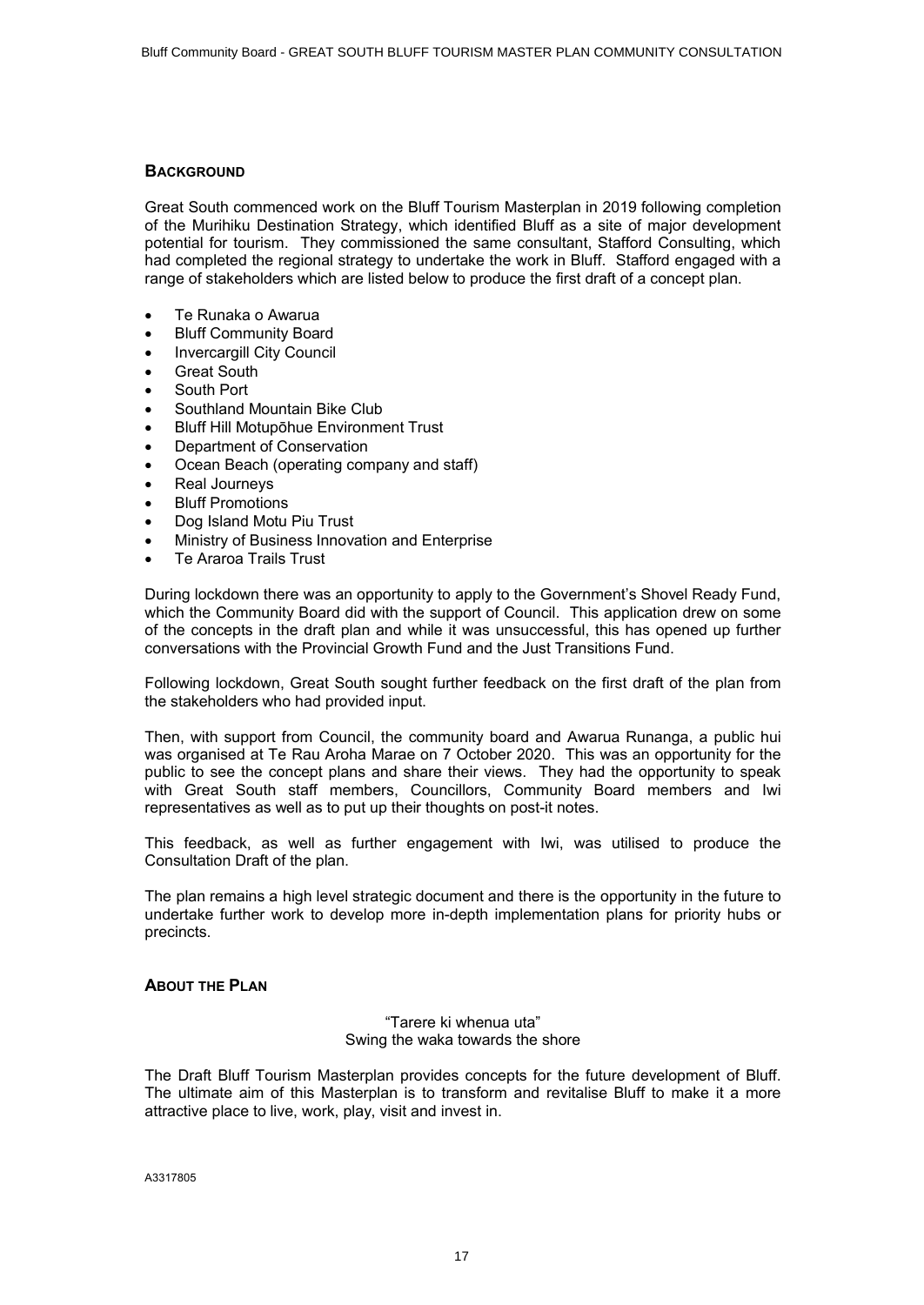## BACKGROUND

Great South commenced work on the Bluff Tourism Masterplan in 2019 following completion of the Murihiku Destination Strategy, which identified Bluff as a site of major development potential for tourism. They commissioned the same consultant, Stafford Consulting, which had completed the regional strategy to undertake the work in Bluff. Stafford engaged with a range of stakeholders which are listed below to produce the first draft of a concept plan.

- Te Runaka o Awarua
- Bluff Community Board
- Invercargill City Council
- Great South
- South Port
- Southland Mountain Bike Club
- Bluff Hill Motupōhue Environment Trust
- Department of Conservation
- Ocean Beach (operating company and staff)
- Real Journeys
- Bluff Promotions
- Dog Island Motu Piu Trust
- Ministry of Business Innovation and Enterprise
- Te Araroa Trails Trust

During lockdown there was an opportunity to apply to the Government's Shovel Ready Fund, which the Community Board did with the support of Council. This application drew on some of the concepts in the draft plan and while it was unsuccessful, this has opened up further conversations with the Provincial Growth Fund and the Just Transitions Fund.

Following lockdown, Great South sought further feedback on the first draft of the plan from the stakeholders who had provided input.

Then, with support from Council, the community board and Awarua Runanga, a public hui was organised at Te Rau Aroha Marae on 7 October 2020. This was an opportunity for the public to see the concept plans and share their views. They had the opportunity to speak with Great South staff members, Councillors, Community Board members and Iwi representatives as well as to put up their thoughts on post-it notes.

This feedback, as well as further engagement with Iwi, was utilised to produce the Consultation Draft of the plan.

The plan remains a high level strategic document and there is the opportunity in the future to undertake further work to develop more in-depth implementation plans for priority hubs or precincts.

## ABOUT THE PLAN

"Tarere ki whenua uta"
Swing the waka towards the shore

The Draft Bluff Tourism Masterplan provides concepts for the future development of Bluff. The ultimate aim of this Masterplan is to transform and revitalise Bluff to make it a more attractive place to live, work, play, visit and invest in.

A3317805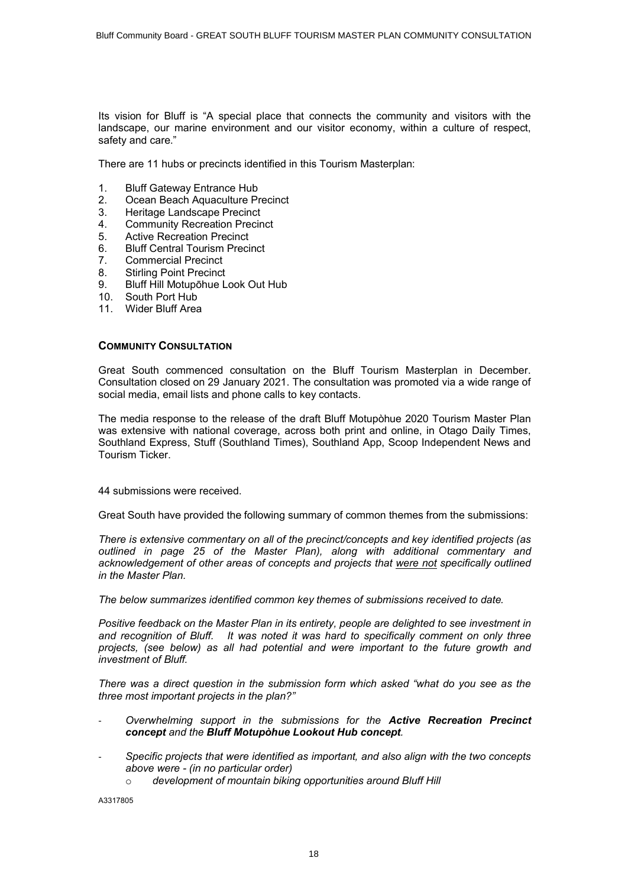Its vision for Bluff is "A special place that connects the community and visitors with the landscape, our marine environment and our visitor economy, within a culture of respect, safety and care."

There are 11 hubs or precincts identified in this Tourism Masterplan:

1. Bluff Gateway Entrance Hub
2. Ocean Beach Aquaculture Precinct
3. Heritage Landscape Precinct
4. Community Recreation Precinct
5. Active Recreation Precinct
6. Bluff Central Tourism Precinct
7. Commercial Precinct
8. Stirling Point Precinct
9. Bluff Hill Motupōhue Look Out Hub
10. South Port Hub
11. Wider Bluff Area

## COMMUNITY CONSULTATION

Great South commenced consultation on the Bluff Tourism Masterplan in December. Consultation closed on 29 January 2021. The consultation was promoted via a wide range of social media, email lists and phone calls to key contacts.

The media response to the release of the draft Bluff Motupòhue 2020 Tourism Master Plan was extensive with national coverage, across both print and online, in Otago Daily Times, Southland Express, Stuff (Southland Times), Southland App, Scoop Independent News and Tourism Ticker.

44 submissions were received.

Great South have provided the following summary of common themes from the submissions:

*There is extensive commentary on all of the precinct/concepts and key identified projects (as outlined in page 25 of the Master Plan), along with additional commentary and acknowledgement of other areas of concepts and projects that were not specifically outlined in the Master Plan.*

*The below summarizes identified common key themes of submissions received to date.*

*Positive feedback on the Master Plan in its entirety, people are delighted to see investment in and recognition of Bluff. It was noted it was hard to specifically comment on only three projects, (see below) as all had potential and were important to the future growth and investment of Bluff.*

*There was a direct question in the submission form which asked "what do you see as the three most important projects in the plan?"*

- *Overwhelming support in the submissions for the **Active Recreation Precinct concept** and the **Bluff Motupòhue Lookout Hub concept**.*
- *Specific projects that were identified as important, and also align with the two concepts above were - (in no particular order)*
  - *development of mountain biking opportunities around Bluff Hill*

A3317805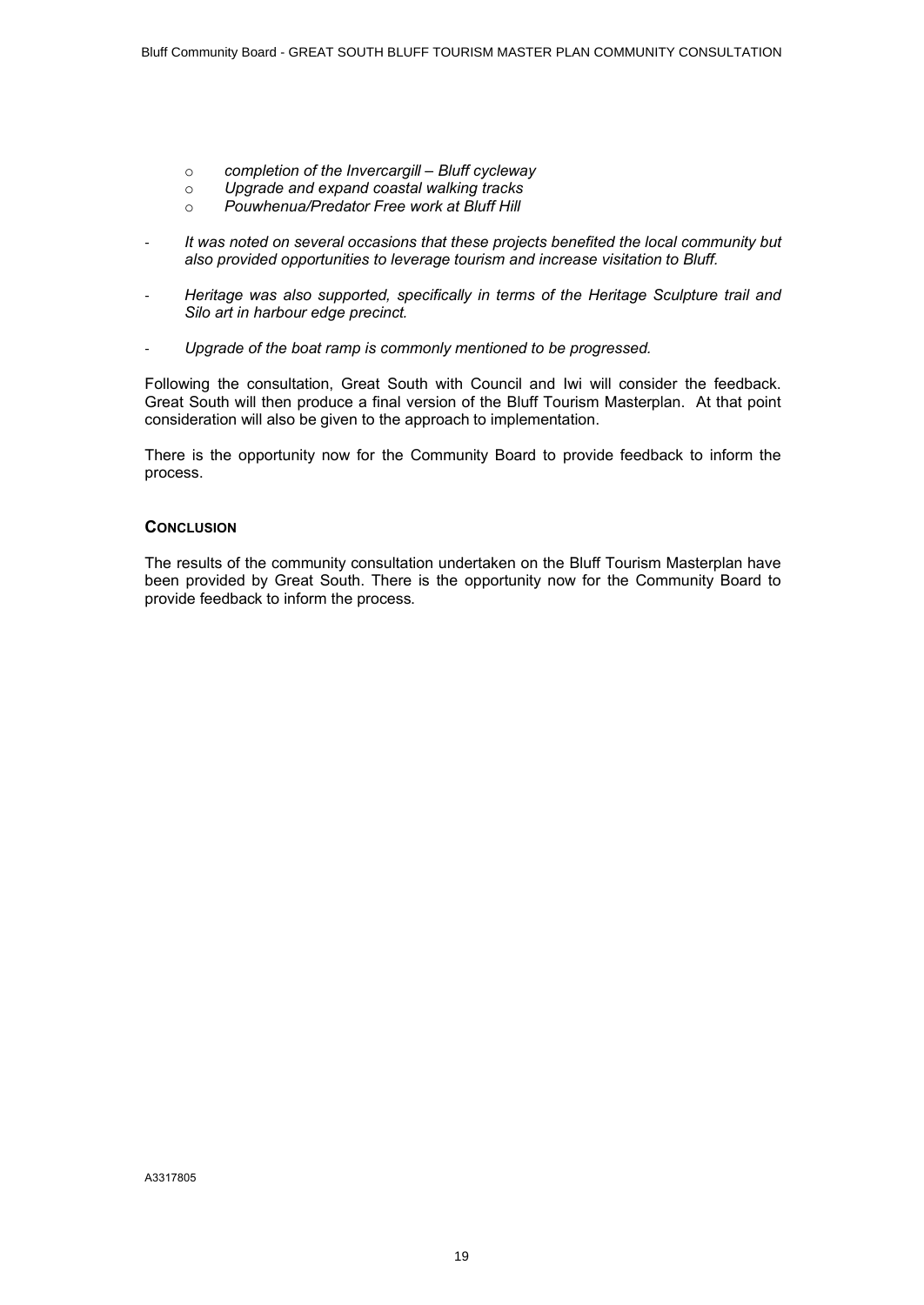- *completion of the Invercargill – Bluff cycleway*
  - *Upgrade and expand coastal walking tracks*
  - *Pouwhenua/Predator Free work at Bluff Hill*

- *It was noted on several occasions that these projects benefited the local community but also provided opportunities to leverage tourism and increase visitation to Bluff.*

- *Heritage was also supported, specifically in terms of the Heritage Sculpture trail and Silo art in harbour edge precinct.*

- *Upgrade of the boat ramp is commonly mentioned to be progressed.*

Following the consultation, Great South with Council and Iwi will consider the feedback. Great South will then produce a final version of the Bluff Tourism Masterplan. At that point consideration will also be given to the approach to implementation.

There is the opportunity now for the Community Board to provide feedback to inform the process.

### Conclusion

The results of the community consultation undertaken on the Bluff Tourism Masterplan have been provided by Great South. There is the opportunity now for the Community Board to provide feedback to inform the process.

A3317805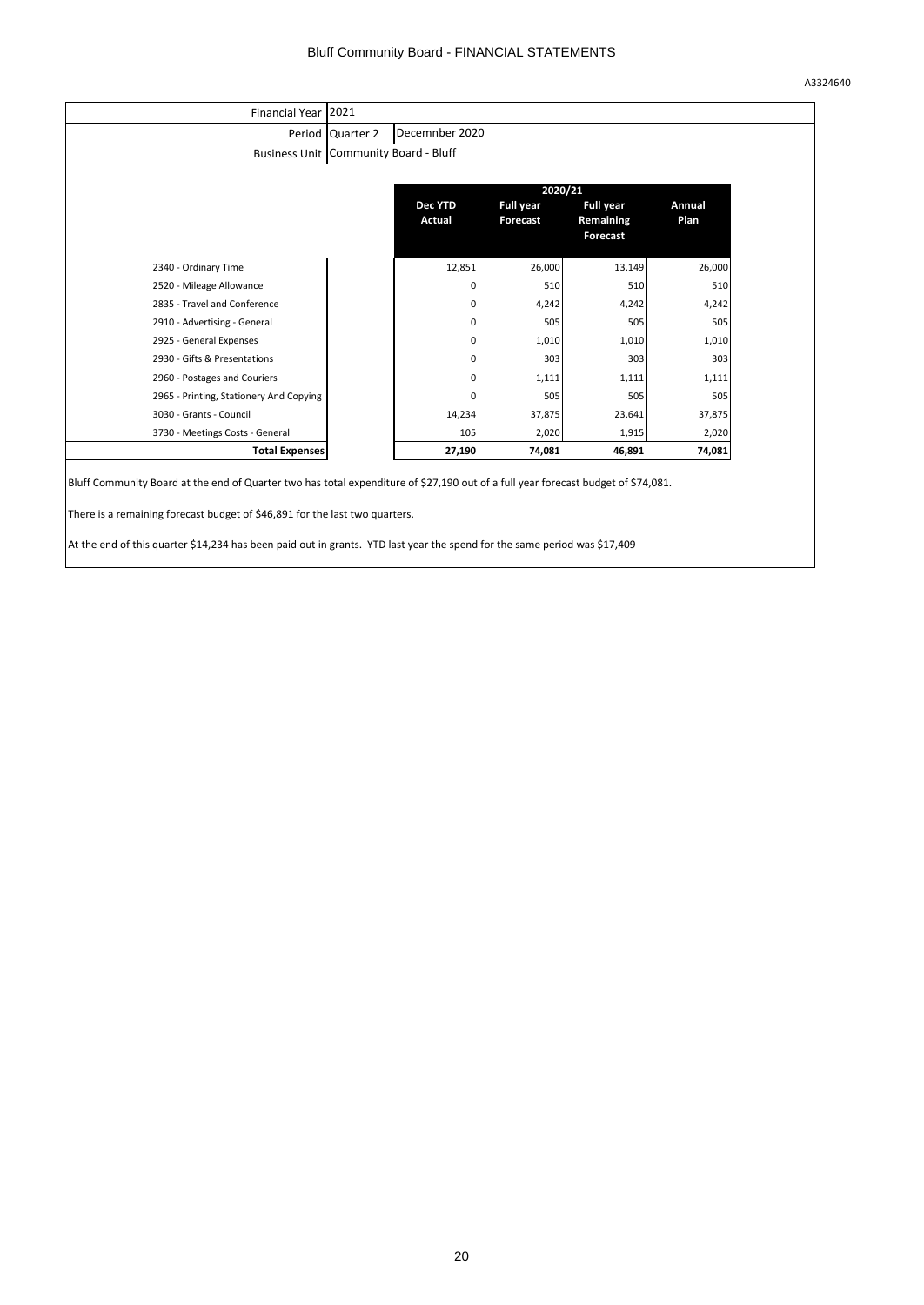# Bluff Community Board - FINANCIAL STATEMENTS

A3324640

| Financial Year | 2021 | |
|---|---|---|
| Period | Quarter 2 | Decemnber 2020 |
| Business Unit | Community Board - Bluff | |

| | 2020/21 | | | |
|---|---|---|---|---|
| | Dec YTD Actual | Full year Forecast | Full year Remaining Forecast | Annual Plan |
| 2340 - Ordinary Time | 12,851 | 26,000 | 13,149 | 26,000 |
| 2520 - Mileage Allowance | 0 | 510 | 510 | 510 |
| 2835 - Travel and Conference | 0 | 4,242 | 4,242 | 4,242 |
| 2910 - Advertising - General | 0 | 505 | 505 | 505 |
| 2925 - General Expenses | 0 | 1,010 | 1,010 | 1,010 |
| 2930 - Gifts & Presentations | 0 | 303 | 303 | 303 |
| 2960 - Postages and Couriers | 0 | 1,111 | 1,111 | 1,111 |
| 2965 - Printing, Stationery And Copying | 0 | 505 | 505 | 505 |
| 3030 - Grants - Council | 14,234 | 37,875 | 23,641 | 37,875 |
| 3730 - Meetings Costs - General | 105 | 2,020 | 1,915 | 2,020 |
| **Total Expenses** | **27,190** | **74,081** | **46,891** | **74,081** |

Bluff Community Board at the end of Quarter two has total expenditure of $27,190 out of a full year forecast budget of $74,081.

There is a remaining forecast budget of $46,891 for the last two quarters.

At the end of this quarter $14,234 has been paid out in grants. YTD last year the spend for the same period was $17,409